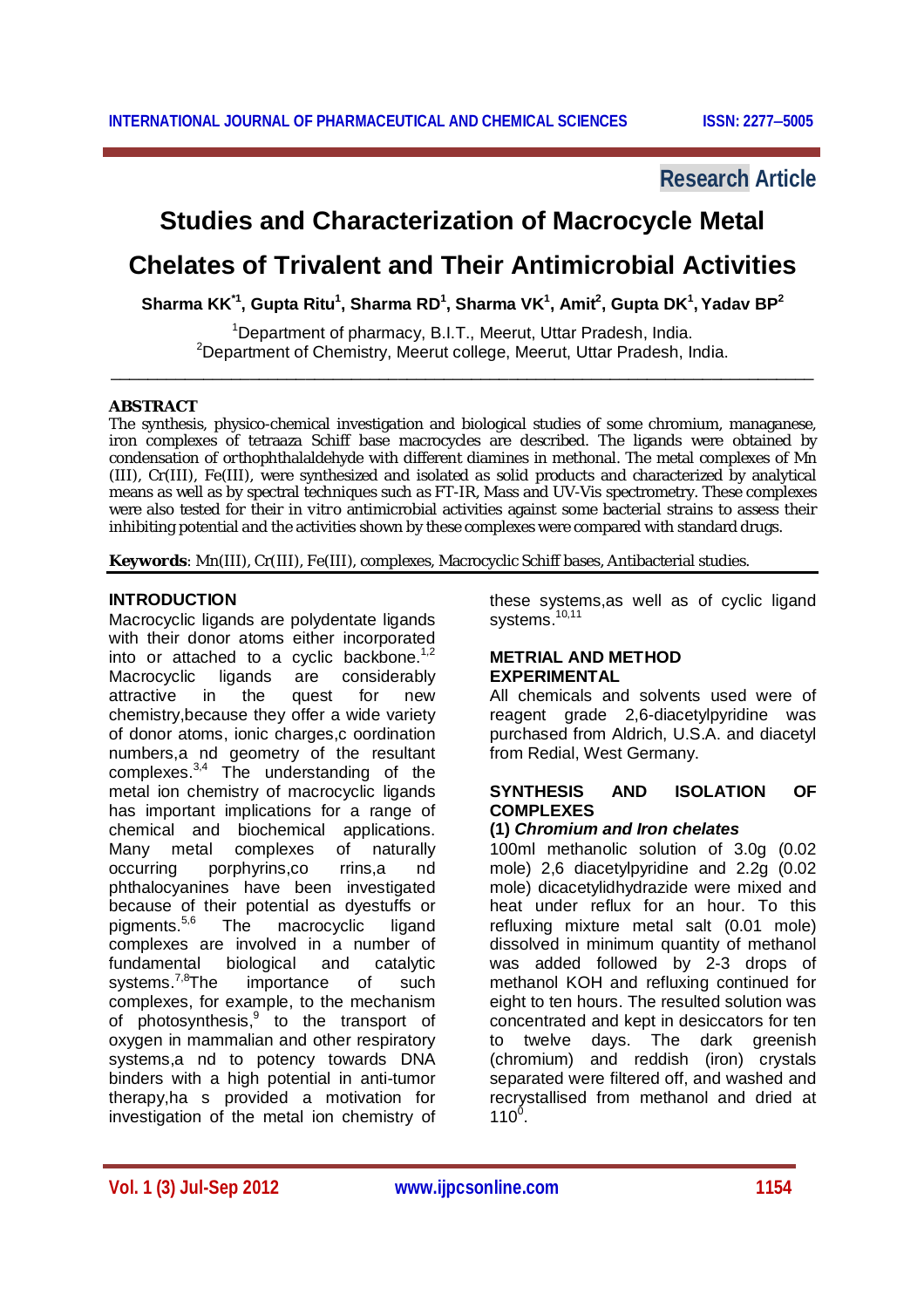**Research Article**

# Studies and Characterization of Macrocycle Metal Chelates of Trivalent and Their Antimicrobial Activities

**Sharma KK[*1], Gupta Ritu[1], Sharma RD[1], Sharma VK[1], Amit[2], Gupta DK[1], Yadav BP[2]**

[1]Department of pharmacy, B.I.T., Meerut, Uttar Pradesh, India.
[2]Department of Chemistry, Meerut college, Meerut, Uttar Pradesh, India.

## ABSTRACT

The synthesis, physico-chemical investigation and biological studies of some chromium, managanese, iron complexes of tetraaza Schiff base macrocycles are described. The ligands were obtained by condensation of orthophthalaldehyde with different diamines in methonal. The metal complexes of Mn (III), Cr(III), Fe(III), were synthesized and isolated as solid products and characterized by analytical means as well as by spectral techniques such as FT-IR, Mass and UV-Vis spectrometry. These complexes were also tested for their in vitro antimicrobial activities against some bacterial strains to assess their inhibiting potential and the activities shown by these complexes were compared with standard drugs.

**Keywords**: Mn(III), Cr(III), Fe(III), complexes, Macrocyclic Schiff bases, Antibacterial studies.

## INTRODUCTION

Macrocyclic ligands are polydentate ligands with their donor atoms either incorporated into or attached to a cyclic backbone.[1,2] Macrocyclic ligands are considerably attractive in the quest for new chemistry,because they offer a wide variety of donor atoms, ionic charges,c oordination numbers,a nd geometry of the resultant complexes.[3,4] The understanding of the metal ion chemistry of macrocyclic ligands has important implications for a range of chemical and biochemical applications. Many metal complexes of naturally occurring porphyrins,co rrins,a nd phthalocyanines have been investigated because of their potential as dyestuffs or pigments.[5,6] The macrocyclic ligand complexes are involved in a number of fundamental biological and catalytic systems.[7,8]The importance of such complexes, for example, to the mechanism of photosynthesis,[9] to the transport of oxygen in mammalian and other respiratory systems,a nd to potency towards DNA binders with a high potential in anti-tumor therapy,ha s provided a motivation for investigation of the metal ion chemistry of these systems,as well as of cyclic ligand systems.[10,11]

## METRIAL AND METHOD

### EXPERIMENTAL

All chemicals and solvents used were of reagent grade 2,6-diacetylpyridine was purchased from Aldrich, U.S.A. and diacetyl from Redial, West Germany.

## SYNTHESIS AND ISOLATION OF COMPLEXES

### (1) *Chromium and Iron chelates*

100ml methanolic solution of 3.0g (0.02 mole) 2,6 diacetylpyridine and 2.2g (0.02 mole) dicacetylidhydrazide were mixed and heat under reflux for an hour. To this refluxing mixture metal salt (0.01 mole) dissolved in minimum quantity of methanol was added followed by 2-3 drops of methanol KOH and refluxing continued for eight to ten hours. The resulted solution was concentrated and kept in desiccators for ten to twelve days. The dark greenish (chromium) and reddish (iron) crystals separated were filtered off, and washed and recrystallised from methanol and dried at $110^0$.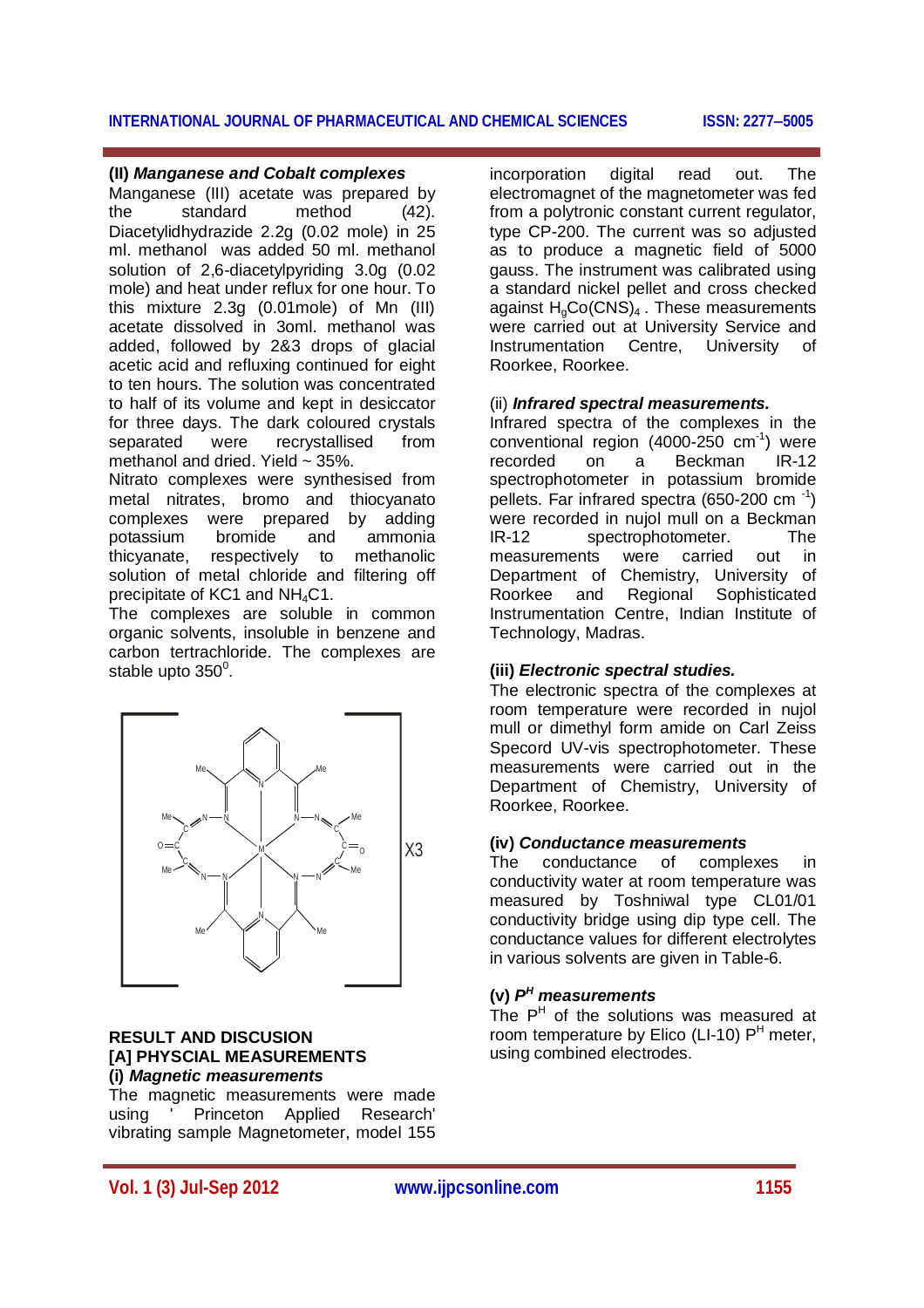**(II) *Manganese and Cobalt complexes***

Manganese (III) acetate was prepared by the standard method (42). Diacetylidhydrazide 2.2g (0.02 mole) in 25 ml. methanol was added 50 ml. methanol solution of 2,6-diacetylpyriding 3.0g (0.02 mole) and heat under reflux for one hour. To this mixture 2.3g (0.01mole) of Mn (III) acetate dissolved in 3oml. methanol was added, followed by 2&3 drops of glacial acetic acid and refluxing continued for eight to ten hours. The solution was concentrated to half of its volume and kept in desiccator for three days. The dark coloured crystals separated were recrystallised from methanol and dried. Yield ~ 35%.

Nitrato complexes were synthesised from metal nitrates, bromo and thiocyanato complexes were prepared by adding potassium bromide and ammonia thicyanate, respectively to methanolic solution of metal chloride and filtering off precipitate of KC1 and $NH_4C1$.

The complexes are soluble in common organic solvents, insoluble in benzene and carbon tertrachloride. The complexes are stable upto $350^0$.

## RESULT AND DISCUSION

### [A] PHYSCIAL MEASUREMENTS

**(i) *Magnetic measurements***

The magnetic measurements were made using ' Princeton Applied Research' vibrating sample Magnetometer, model 155 incorporation digital read out. The electromagnet of the magnetometer was fed from a polytronic constant current regulator, type CP-200. The current was so adjusted as to produce a magnetic field of 5000 gauss. The instrument was calibrated using a standard nickel pellet and cross checked against $H_gCo(CNS)_4$ . These measurements were carried out at University Service and Instrumentation Centre, University of Roorkee, Roorkee.

(ii) ***Infrared spectral measurements.***

Infrared spectra of the complexes in the conventional region (4000-250 $cm^{-1}$) were recorded on a Beckman IR-12 spectrophotometer in potassium bromide pellets. Far infrared spectra (650-200 $cm^{-1}$) were recorded in nujol mull on a Beckman IR-12 spectrophotometer. The measurements were carried out in Department of Chemistry, University of Roorkee and Regional Sophisticated Instrumentation Centre, Indian Institute of Technology, Madras.

**(iii) *Electronic spectral studies.***

The electronic spectra of the complexes at room temperature were recorded in nujol mull or dimethyl form amide on Carl Zeiss Specord UV-vis spectrophotometer. These measurements were carried out in the Department of Chemistry, University of Roorkee, Roorkee.

**(iv) *Conductance measurements***

The conductance of complexes in conductivity water at room temperature was measured by Toshniwal type CL01/01 conductivity bridge using dip type cell. The conductance values for different electrolytes in various solvents are given in Table-6.

**(v) *$P^H$ measurements***

The $P^H$ of the solutions was measured at room temperature by Elico (LI-10) $P^H$ meter, using combined electrodes.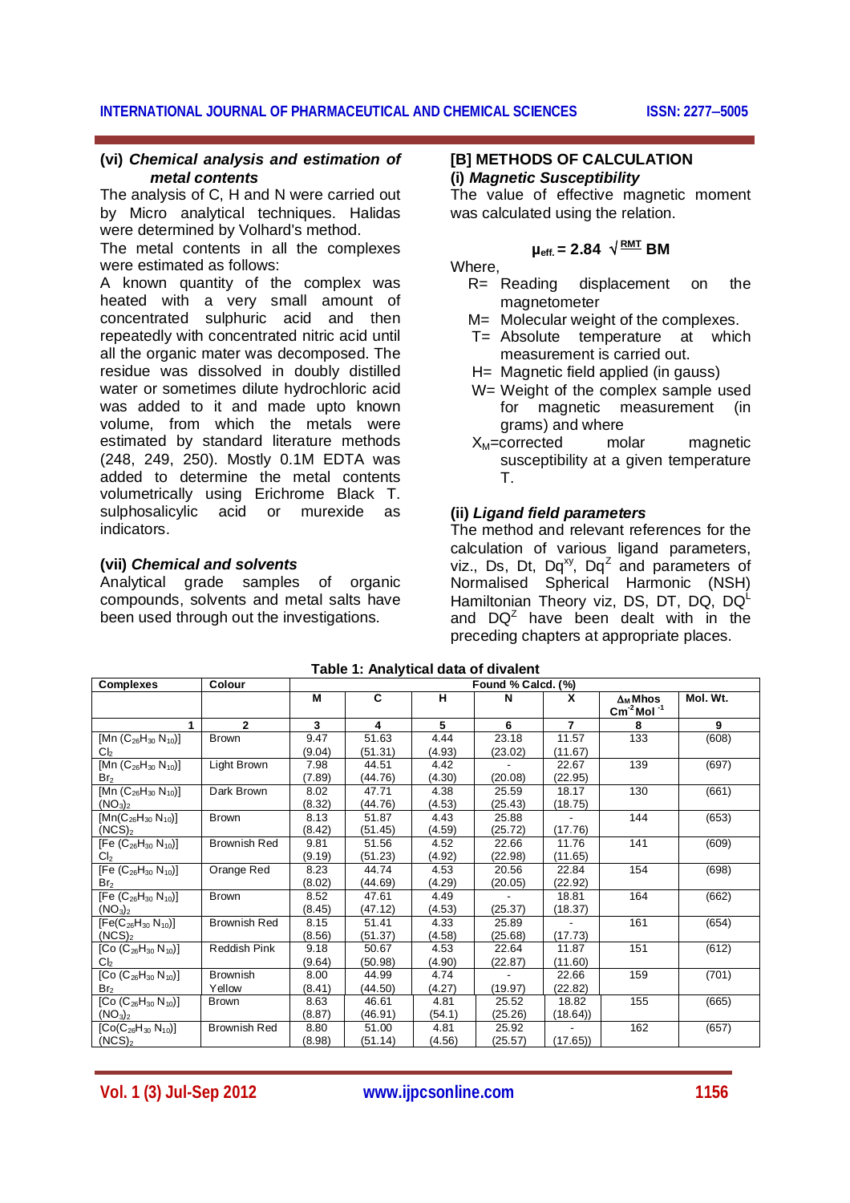### (vi) *Chemical analysis and estimation of metal contents*

The analysis of C, H and N were carried out by Micro analytical techniques. Halidas were determined by Volhard's method.

The metal contents in all the complexes were estimated as follows:

A known quantity of the complex was heated with a very small amount of concentrated sulphuric acid and then repeatedly with concentrated nitric acid until all the organic mater was decomposed. The residue was dissolved in doubly distilled water or sometimes dilute hydrochloric acid was added to it and made upto known volume, from which the metals were estimated by standard literature methods (248, 249, 250). Mostly 0.1M EDTA was added to determine the metal contents volumetrically using Erichrome Black T. sulphosalicylic acid or murexide as indicators.

### (vii) *Chemical and solvents*

Analytical grade samples of organic compounds, solvents and metal salts have been used through out the investigations.

## [B] METHODS OF CALCULATION

### (i) *Magnetic Susceptibility*

The value of effective magnetic moment was calculated using the relation.

$$\mu_{eff.} = 2.84 \sqrt{\frac{}{RMT}} \text{ BM}$$

Where,

- R= Reading displacement on the magnetometer
- M= Molecular weight of the complexes.
- T= Absolute temperature at which measurement is carried out.
- H= Magnetic field applied (in gauss)
- W= Weight of the complex sample used for magnetic measurement (in grams) and where
- $X_M$=corrected molar magnetic susceptibility at a given temperature T.

### (ii) *Ligand field parameters*

The method and relevant references for the calculation of various ligand parameters, viz., Ds, Dt, $Dq^{xy}$, $Dq^{Z}$ and parameters of Normalised Spherical Harmonic (NSH) Hamiltonian Theory viz, DS, DT, DQ, $DQ^{L}$ and $DQ^{Z}$ have been dealt with in the preceding chapters at appropriate places.

**Table 1: Analytical data of divalent**

| Complexes | Colour | Found % Calcd. (%) | | | | | | |
|---|---|---|---|---|---|---|---|---|
| | | M | C | H | N | X | $\Delta_M$ Mhos $Cm^{2}Mol^{-1}$ | Mol. Wt. |
| 1 | 2 | 3 | 4 | 5 | 6 | 7 | 8 | 9 |
| $[Mn(C_{26}H_{30}N_{10})]Cl_2$ | Brown | 9.47 (9.04) | 51.63 (51.31) | 4.44 (4.93) | 23.18 (23.02) | 11.57 (11.67) | 133 | (608) |
| $[Mn(C_{26}H_{30}N_{10})]Br_2$ | Light Brown | 7.98 (7.89) | 44.51 (44.76) | 4.42 (4.30) | - (20.08) | 22.67 (22.95) | 139 | (697) |
| $[Mn(C_{26}H_{30}N_{10})](NO_3)_2$ | Dark Brown | 8.02 (8.32) | 47.71 (44.76) | 4.38 (4.53) | 25.59 (25.43) | 18.17 (18.75) | 130 | (661) |
| $[Mn(C_{26}H_{30}N_{10})](NCS)_2$ | Brown | 8.13 (8.42) | 51.87 (51.45) | 4.43 (4.59) | 25.88 (25.72) | - (17.76) | 144 | (653) |
| $[Fe(C_{26}H_{30}N_{10})]Cl_2$ | Brownish Red | 9.81 (9.19) | 51.56 (51.23) | 4.52 (4.92) | 22.66 (22.98) | 11.76 (11.65) | 141 | (609) |
| $[Fe(C_{26}H_{30}N_{10})]Br_2$ | Orange Red | 8.23 (8.02) | 44.74 (44.69) | 4.53 (4.29) | 20.56 (20.05) | 22.84 (22.92) | 154 | (698) |
| $[Fe(C_{26}H_{30}N_{10})](NO_3)_2$ | Brown | 8.52 (8.45) | 47.61 (47.12) | 4.49 (4.53) | - (25.37) | 18.81 (18.37) | 164 | (662) |
| $[Fe(C_{26}H_{30}N_{10})](NCS)_2$ | Brownish Red | 8.15 (8.56) | 51.41 (51.37) | 4.33 (4.58) | 25.89 (25.68) | - (17.73) | 161 | (654) |
| $[Co(C_{26}H_{30}N_{10})]Cl_2$ | Reddish Pink | 9.18 (9.64) | 50.67 (50.98) | 4.53 (4.90) | 22.64 (22.87) | 11.87 (11.60) | 151 | (612) |
| $[Co(C_{26}H_{30}N_{10})]Br_2$ | Brownish Yellow | 8.00 (8.41) | 44.99 (44.50) | 4.74 (4.27) | - (19.97) | 22.66 (22.82) | 159 | (701) |
| $[Co(C_{26}H_{30}N_{10})](NO_3)_2$ | Brown | 8.63 (8.87) | 46.61 (46.91) | 4.81 (54.1) | 25.52 (25.26) | 18.82 (18.64)) | 155 | (665) |
| $[Co(C_{26}H_{30}N_{10})](NCS)_2$ | Brownish Red | 8.80 (8.98) | 51.00 (51.14) | 4.81 (4.56) | 25.92 (25.57) | - (17.65)) | 162 | (657) |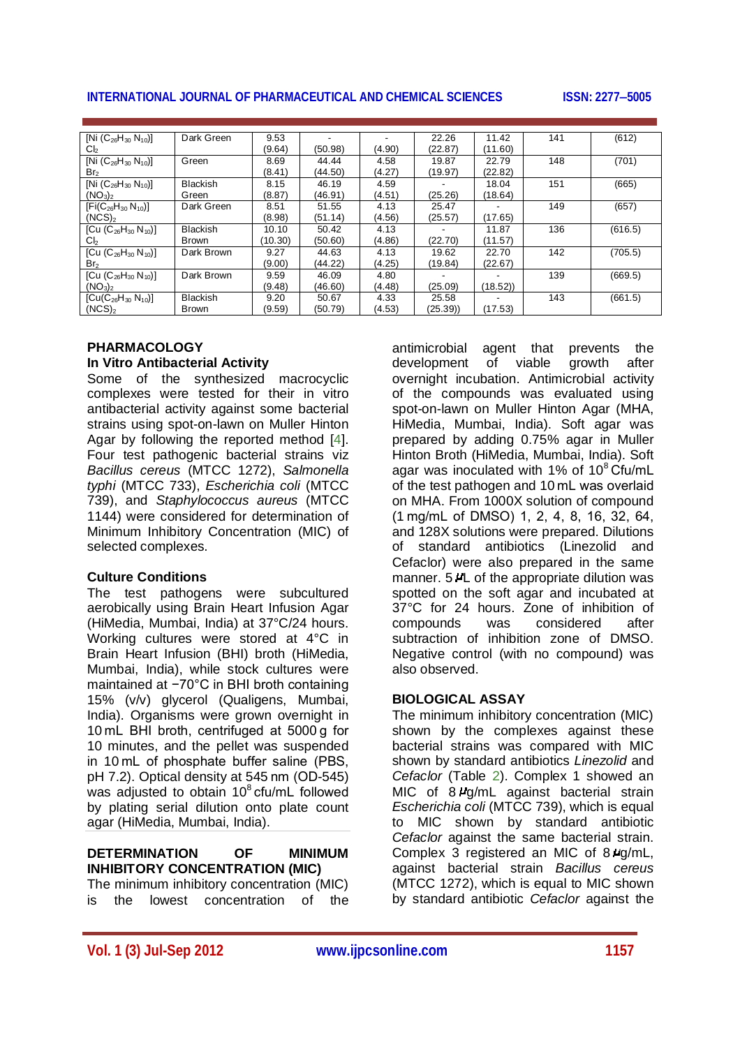| | | | | | | | | |
|---|---|---|---|---|---|---|---|---|
| [Ni ($C_{26}H_{30}N_{10}$)] $Cl_2$ | Dark Green | 9.53 (9.64) | - (50.98) | - (4.90) | 22.26 (22.87) | 11.42 (11.60) | 141 | (612) |
| [Ni ($C_{26}H_{30}N_{10}$)] $Br_2$ | Green | 8.69 (8.41) | 44.44 (44.50) | 4.58 (4.27) | 19.87 (19.97) | 22.79 (22.82) | 148 | (701) |
| [Ni ($C_{26}H_{30}N_{10}$)] $(NO_3)_2$ | Blackish Green | 8.15 (8.87) | 46.19 (46.91) | 4.59 (4.51) | - (25.26) | 18.04 (18.64) | 151 | (665) |
| [Fi($C_{26}H_{30}N_{10}$)] $(NCS)_2$ | Dark Green | 8.51 (8.98) | 51.55 (51.14) | 4.13 (4.56) | 25.47 (25.57) | - (17.65) | 149 | (657) |
| [Cu ($C_{26}H_{30}N_{10}$)] $Cl_2$ | Blackish Brown | 10.10 (10.30) | 50.42 (50.60) | 4.13 (4.86) | - (22.70) | 11.87 (11.57) | 136 | (616.5) |
| [Cu ($C_{26}H_{30}N_{10}$)] $Br_2$ | Dark Brown | 9.27 (9.00) | 44.63 (44.22) | 4.13 (4.25) | 19.62 (19.84) | 22.70 (22.67) | 142 | (705.5) |
| [Cu ($C_{26}H_{30}N_{10}$)] $(NO_3)_2$ | Dark Brown | 9.59 (9.48) | 46.09 (46.60) | 4.80 (4.48) | - (25.09) | - (18.52)) | 139 | (669.5) |
| [Cu($C_{26}H_{30}N_{10}$)] $(NCS)_2$ | Blackish Brown | 9.20 (9.59) | 50.67 (50.79) | 4.33 (4.53) | 25.58 (25.39)) | - (17.53) | 143 | (661.5) |

## PHARMACOLOGY

### In Vitro Antibacterial Activity

Some of the synthesized macrocyclic complexes were tested for their in vitro antibacterial activity against some bacterial strains using spot-on-lawn on Muller Hinton Agar by following the reported method [4]. Four test pathogenic bacterial strains viz *Bacillus cereus* (MTCC 1272), *Salmonella typhi* (MTCC 733), *Escherichia coli* (MTCC 739), and *Staphylococcus aureus* (MTCC 1144) were considered for determination of Minimum Inhibitory Concentration (MIC) of selected complexes.

### Culture Conditions

The test pathogens were subcultured aerobically using Brain Heart Infusion Agar (HiMedia, Mumbai, India) at 37°C/24 hours. Working cultures were stored at 4°C in Brain Heart Infusion (BHI) broth (HiMedia, Mumbai, India), while stock cultures were maintained at −70°C in BHI broth containing 15% (v/v) glycerol (Qualigens, Mumbai, India). Organisms were grown overnight in 10 mL BHI broth, centrifuged at 5000 g for 10 minutes, and the pellet was suspended in 10 mL of phosphate buffer saline (PBS, pH 7.2). Optical density at 545 nm (OD-545) was adjusted to obtain $10^8$ cfu/mL followed by plating serial dilution onto plate count agar (HiMedia, Mumbai, India).

## DETERMINATION OF MINIMUM INHIBITORY CONCENTRATION (MIC)

The minimum inhibitory concentration (MIC) is the lowest concentration of the antimicrobial agent that prevents the development of viable growth after overnight incubation. Antimicrobial activity of the compounds was evaluated using spot-on-lawn on Muller Hinton Agar (MHA, HiMedia, Mumbai, India). Soft agar was prepared by adding 0.75% agar in Muller Hinton Broth (HiMedia, Mumbai, India). Soft agar was inoculated with 1% of $10^8$ Cfu/mL of the test pathogen and 10 mL was overlaid on MHA. From 1000X solution of compound (1 mg/mL of DMSO) 1, 2, 4, 8, 16, 32, 64, and 128X solutions were prepared. Dilutions of standard antibiotics (Linezolid and Cefaclor) were also prepared in the same manner. 5 µL of the appropriate dilution was spotted on the soft agar and incubated at 37°C for 24 hours. Zone of inhibition of compounds was considered after subtraction of inhibition zone of DMSO. Negative control (with no compound) was also observed.

## BIOLOGICAL ASSAY

The minimum inhibitory concentration (MIC) shown by the complexes against these bacterial strains was compared with MIC shown by standard antibiotics *Linezolid* and *Cefaclor* (Table 2). Complex 1 showed an MIC of 8 µg/mL against bacterial strain *Escherichia coli* (MTCC 739), which is equal to MIC shown by standard antibiotic *Cefaclor* against the same bacterial strain. Complex 3 registered an MIC of 8 µg/mL, against bacterial strain *Bacillus cereus* (MTCC 1272), which is equal to MIC shown by standard antibiotic *Cefaclor* against the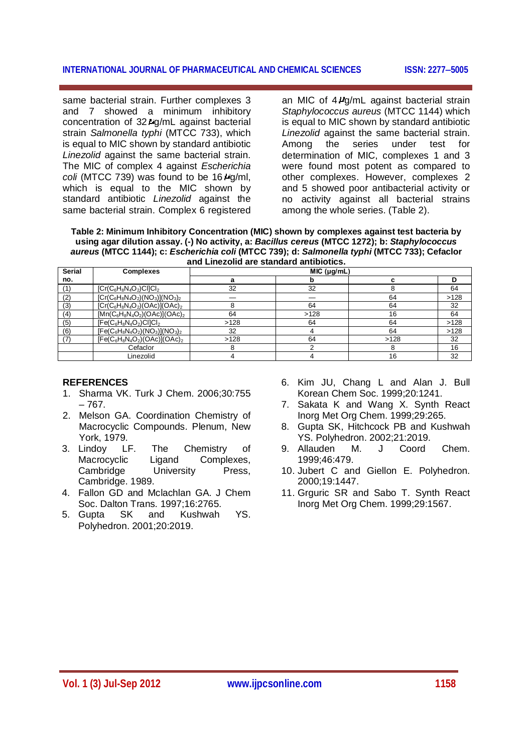same bacterial strain. Further complexes 3 and 7 showed a minimum inhibitory concentration of 32 µg/mL against bacterial strain *Salmonella typhi* (MTCC 733), which is equal to MIC shown by standard antibiotic *Linezolid* against the same bacterial strain. The MIC of complex 4 against *Escherichia coli* (MTCC 739) was found to be 16 µg/ml, which is equal to the MIC shown by standard antibiotic *Linezolid* against the same bacterial strain. Complex 6 registered an MIC of 4 µg/mL against bacterial strain *Staphylococcus aureus* (MTCC 1144) which is equal to MIC shown by standard antibiotic *Linezolid* against the same bacterial strain. Among the series under test for determination of MIC, complexes 1 and 3 were found most potent as compared to other complexes. However, complexes 2 and 5 showed poor antibacterial activity or no activity against all bacterial strains among the whole series. (Table 2).

**Table 2: Minimum Inhibitory Concentration (MIC) shown by complexes against test bacteria by using agar dilution assay. (-) No activity, a: *Bacillus cereus* (MTCC 1272); b: *Staphylococcus aureus* (MTCC 1144); c: *Escherichia coli* (MTCC 739); d: *Salmonella typhi* (MTCC 733); Cefaclor and Linezolid are standard antibiotics.**

| Serial no. | Complexes | MIC (µg/mL) | | | |
|---|---|---|---|---|---|
| | | a | b | c | D |
| (1) | $[Cr(C_6H_8N_4O_2)Cl]Cl_2$ | 32 | 32 | 8 | 64 |
| (2) | $[Cr(C_6H_8N_4O_2)(NO_3)](NO_3)_2$ | — | — | 64 | >128 |
| (3) | $[Cr(C_6H_8N_4O_2)(OAc)](OAc)_2$ | 8 | 64 | 64 | 32 |
| (4) | $[Mn(C_6H_8N_4O_2)(OAc)](OAc)_2$ | 64 | >128 | 16 | 64 |
| (5) | $[Fe(C_6H_8N_4O_2)Cl]Cl_2$ | >128 | 64 | 64 | >128 |
| (6) | $[Fe(C_6H_8N_4O_2)(NO_3)](NO_3)_2$ | 32 | 4 | 64 | >128 |
| (7) | $[Fe(C_6H_8N_4O_2)(OAc)](OAc)_2$ | >128 | 64 | >128 | 32 |
| | Cefaclor | 8 | 2 | 8 | 16 |
| | Linezolid | 4 | 4 | 16 | 32 |

## REFERENCES

1. Sharma VK. Turk J Chem. 2006;30:755 – 767.
2. Melson GA. Coordination Chemistry of Macrocyclic Compounds. Plenum, New York, 1979.
3. Lindoy LF. The Chemistry of Macrocyclic Ligand Complexes, Cambridge University Press, Cambridge. 1989.
4. Fallon GD and Mclachlan GA. J Chem Soc. Dalton Trans. 1997;16:2765.
5. Gupta SK and Kushwah YS. Polyhedron. 2001;20:2019.
6. Kim JU, Chang L and Alan J. Bull Korean Chem Soc. 1999;20:1241.
7. Sakata K and Wang X. Synth React Inorg Met Org Chem. 1999;29:265.
8. Gupta SK, Hitchcock PB and Kushwah YS. Polyhedron. 2002;21:2019.
9. Allauden M. J Coord Chem. 1999;46:479.
10. Jubert C and Giellon E. Polyhedron. 2000;19:1447.
11. Grguric SR and Sabo T. Synth React Inorg Met Org Chem. 1999;29:1567.